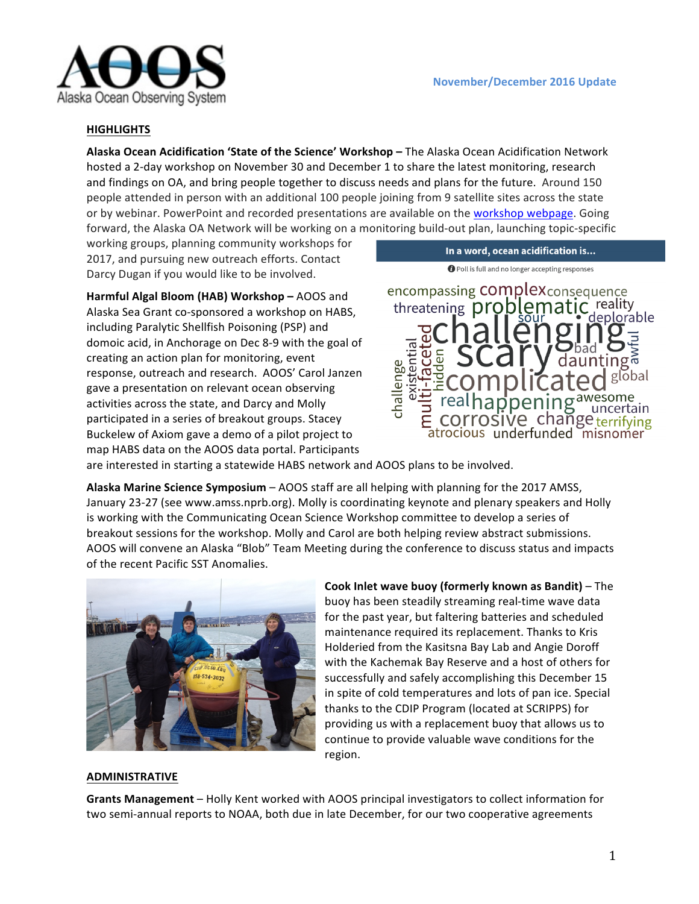# AOOS Alaska Ocean Observing System

November/December 2016 Update

## HIGHLIGHTS

**Alaska Ocean Acidification 'State of the Science' Workshop –** The Alaska Ocean Acidification Network hosted a 2-day workshop on November 30 and December 1 to share the latest monitoring, research and findings on OA, and bring people together to discuss needs and plans for the future. Around 150 people attended in person with an additional 100 people joining from 9 satellite sites across the state or by webinar. PowerPoint and recorded presentations are available on the workshop webpage. Going forward, the Alaska OA Network will be working on a monitoring build-out plan, launching topic-specific working groups, planning community workshops for 2017, and pursuing new outreach efforts. Contact Darcy Dugan if you would like to be involved.

In a word, ocean acidification is...

Poll is full and no longer accepting responses

encompassing complex consequence threatening problematic reality sour deplorable challenging scary bad daunting awful challenge existential multi-faceted hidden complicated global real happening awesome uncertain corrosive change terrifying atrocious underfunded misnomer

**Harmful Algal Bloom (HAB) Workshop –** AOOS and Alaska Sea Grant co-sponsored a workshop on HABS, including Paralytic Shellfish Poisoning (PSP) and domoic acid, in Anchorage on Dec 8-9 with the goal of creating an action plan for monitoring, event response, outreach and research. AOOS' Carol Janzen gave a presentation on relevant ocean observing activities across the state, and Darcy and Molly participated in a series of breakout groups. Stacey Buckelew of Axiom gave a demo of a pilot project to map HABS data on the AOOS data portal. Participants are interested in starting a statewide HABS network and AOOS plans to be involved.

**Alaska Marine Science Symposium** – AOOS staff are all helping with planning for the 2017 AMSS, January 23-27 (see www.amss.nprb.org). Molly is coordinating keynote and plenary speakers and Holly is working with the Communicating Ocean Science Workshop committee to develop a series of breakout sessions for the workshop. Molly and Carol are both helping review abstract submissions. AOOS will convene an Alaska "Blob" Team Meeting during the conference to discuss status and impacts of the recent Pacific SST Anomalies.

**Cook Inlet wave buoy (formerly known as Bandit)** – The buoy has been steadily streaming real-time wave data for the past year, but faltering batteries and scheduled maintenance required its replacement. Thanks to Kris Holderied from the Kasitsna Bay Lab and Angie Doroff with the Kachemak Bay Reserve and a host of others for successfully and safely accomplishing this December 15 in spite of cold temperatures and lots of pan ice. Special thanks to the CDIP Program (located at SCRIPPS) for providing us with a replacement buoy that allows us to continue to provide valuable wave conditions for the region.

## ADMINISTRATIVE

**Grants Management** – Holly Kent worked with AOOS principal investigators to collect information for two semi-annual reports to NOAA, both due in late December, for our two cooperative agreements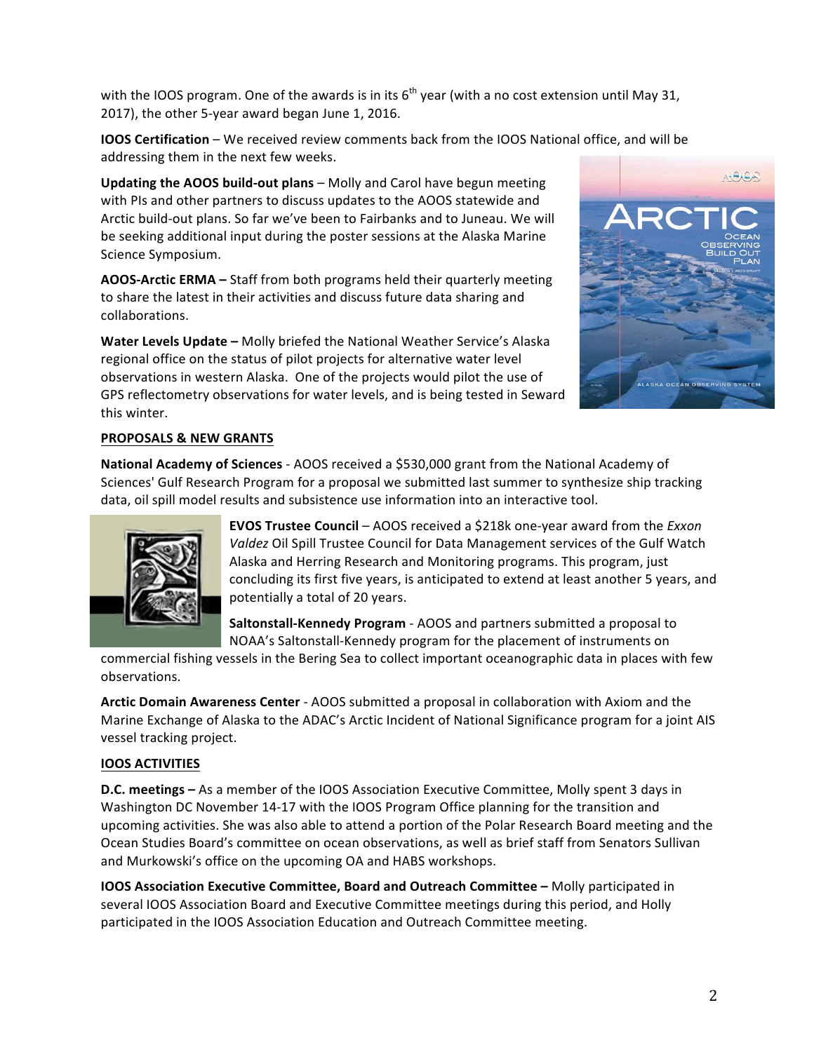with the IOOS program. One of the awards is in its 6th year (with a no cost extension until May 31, 2017), the other 5-year award began June 1, 2016.

**IOOS Certification** – We received review comments back from the IOOS National office, and will be addressing them in the next few weeks.

**Updating the AOOS build-out plans** – Molly and Carol have begun meeting with PIs and other partners to discuss updates to the AOOS statewide and Arctic build-out plans. So far we've been to Fairbanks and to Juneau. We will be seeking additional input during the poster sessions at the Alaska Marine Science Symposium.

**AOOS-Arctic ERMA –** Staff from both programs held their quarterly meeting to share the latest in their activities and discuss future data sharing and collaborations.

**Water Levels Update –** Molly briefed the National Weather Service's Alaska regional office on the status of pilot projects for alternative water level observations in western Alaska. One of the projects would pilot the use of GPS reflectometry observations for water levels, and is being tested in Seward this winter.

## PROPOSALS & NEW GRANTS

**National Academy of Sciences** - AOOS received a $530,000 grant from the National Academy of Sciences' Gulf Research Program for a proposal we submitted last summer to synthesize ship tracking data, oil spill model results and subsistence use information into an interactive tool.

**EVOS Trustee Council** – AOOS received a $218k one-year award from the *Exxon Valdez* Oil Spill Trustee Council for Data Management services of the Gulf Watch Alaska and Herring Research and Monitoring programs. This program, just concluding its first five years, is anticipated to extend at least another 5 years, and potentially a total of 20 years.

**Saltonstall-Kennedy Program** - AOOS and partners submitted a proposal to NOAA's Saltonstall-Kennedy program for the placement of instruments on commercial fishing vessels in the Bering Sea to collect important oceanographic data in places with few observations.

**Arctic Domain Awareness Center** - AOOS submitted a proposal in collaboration with Axiom and the Marine Exchange of Alaska to the ADAC's Arctic Incident of National Significance program for a joint AIS vessel tracking project.

## IOOS ACTIVITIES

**D.C. meetings –** As a member of the IOOS Association Executive Committee, Molly spent 3 days in Washington DC November 14-17 with the IOOS Program Office planning for the transition and upcoming activities. She was also able to attend a portion of the Polar Research Board meeting and the Ocean Studies Board's committee on ocean observations, as well as brief staff from Senators Sullivan and Murkowski's office on the upcoming OA and HABS workshops.

**IOOS Association Executive Committee, Board and Outreach Committee –** Molly participated in several IOOS Association Board and Executive Committee meetings during this period, and Holly participated in the IOOS Association Education and Outreach Committee meeting.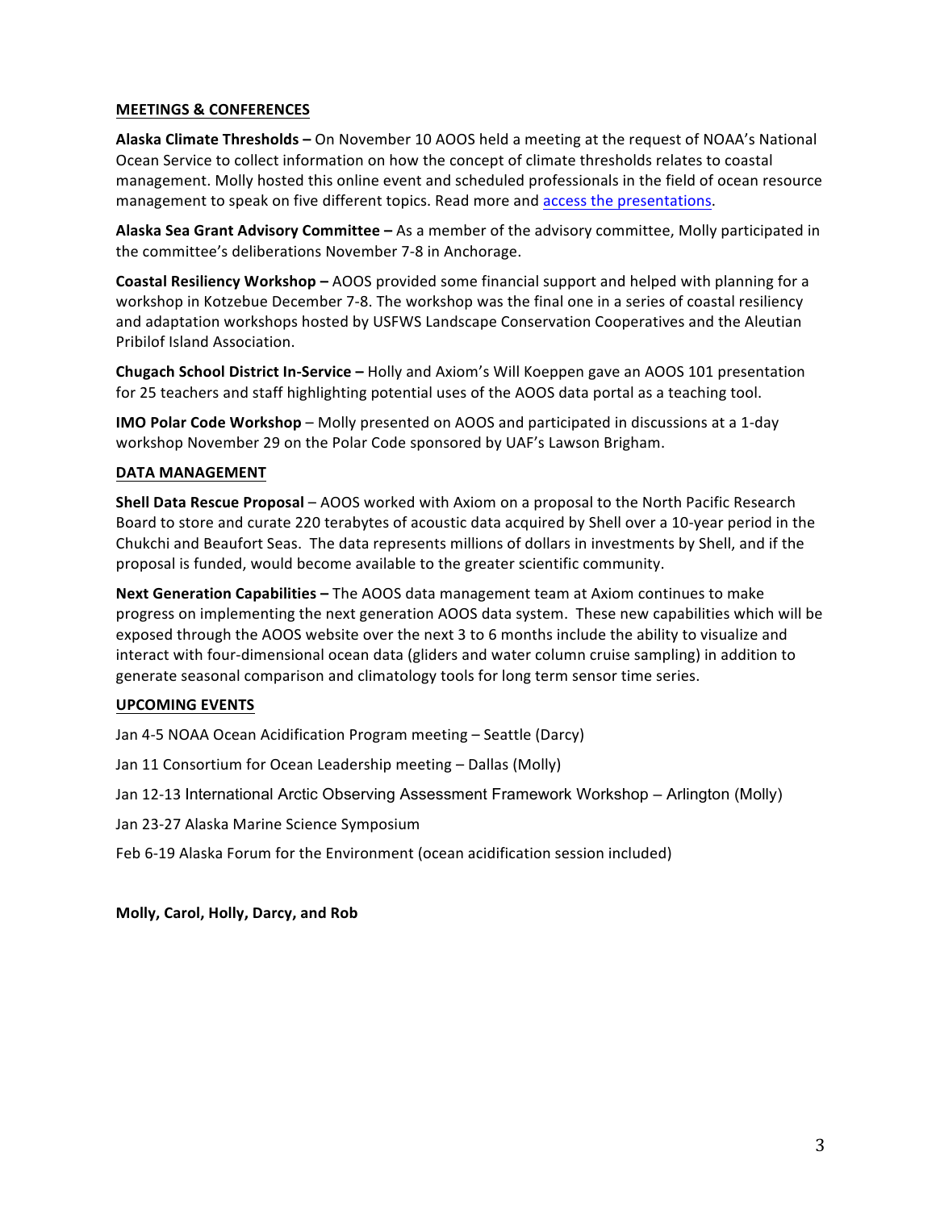## MEETINGS & CONFERENCES

**Alaska Climate Thresholds –** On November 10 AOOS held a meeting at the request of NOAA's National Ocean Service to collect information on how the concept of climate thresholds relates to coastal management. Molly hosted this online event and scheduled professionals in the field of ocean resource management to speak on five different topics. Read more and access the presentations.

**Alaska Sea Grant Advisory Committee –** As a member of the advisory committee, Molly participated in the committee's deliberations November 7-8 in Anchorage.

**Coastal Resiliency Workshop –** AOOS provided some financial support and helped with planning for a workshop in Kotzebue December 7-8. The workshop was the final one in a series of coastal resiliency and adaptation workshops hosted by USFWS Landscape Conservation Cooperatives and the Aleutian Pribilof Island Association.

**Chugach School District In-Service –** Holly and Axiom's Will Koeppen gave an AOOS 101 presentation for 25 teachers and staff highlighting potential uses of the AOOS data portal as a teaching tool.

**IMO Polar Code Workshop** – Molly presented on AOOS and participated in discussions at a 1-day workshop November 29 on the Polar Code sponsored by UAF's Lawson Brigham.

## DATA MANAGEMENT

**Shell Data Rescue Proposal** – AOOS worked with Axiom on a proposal to the North Pacific Research Board to store and curate 220 terabytes of acoustic data acquired by Shell over a 10-year period in the Chukchi and Beaufort Seas. The data represents millions of dollars in investments by Shell, and if the proposal is funded, would become available to the greater scientific community.

**Next Generation Capabilities –** The AOOS data management team at Axiom continues to make progress on implementing the next generation AOOS data system. These new capabilities which will be exposed through the AOOS website over the next 3 to 6 months include the ability to visualize and interact with four-dimensional ocean data (gliders and water column cruise sampling) in addition to generate seasonal comparison and climatology tools for long term sensor time series.

## UPCOMING EVENTS

Jan 4-5 NOAA Ocean Acidification Program meeting – Seattle (Darcy)

Jan 11 Consortium for Ocean Leadership meeting – Dallas (Molly)

Jan 12-13 International Arctic Observing Assessment Framework Workshop – Arlington (Molly)

Jan 23-27 Alaska Marine Science Symposium

Feb 6-19 Alaska Forum for the Environment (ocean acidification session included)

**Molly, Carol, Holly, Darcy, and Rob**